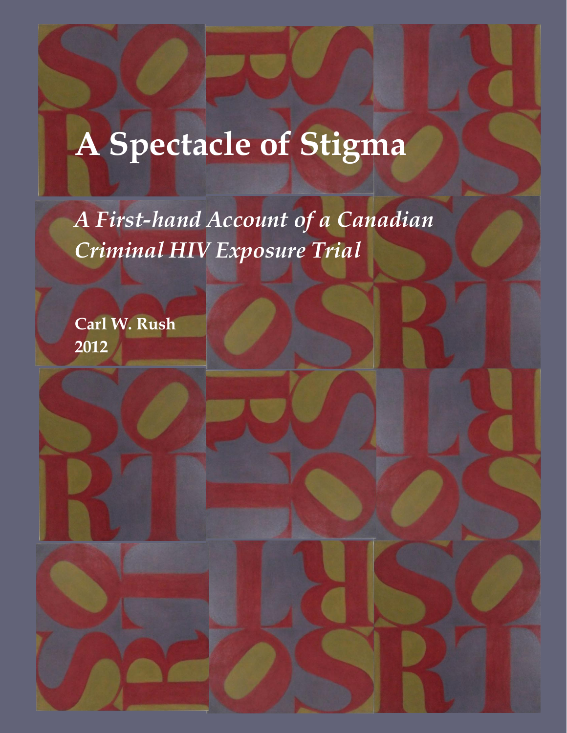# A Spectacle of Stigma

*A First-hand Account of a Canadian Criminal HIV Exposure Trial*

**Carl W. Rush**
**2012**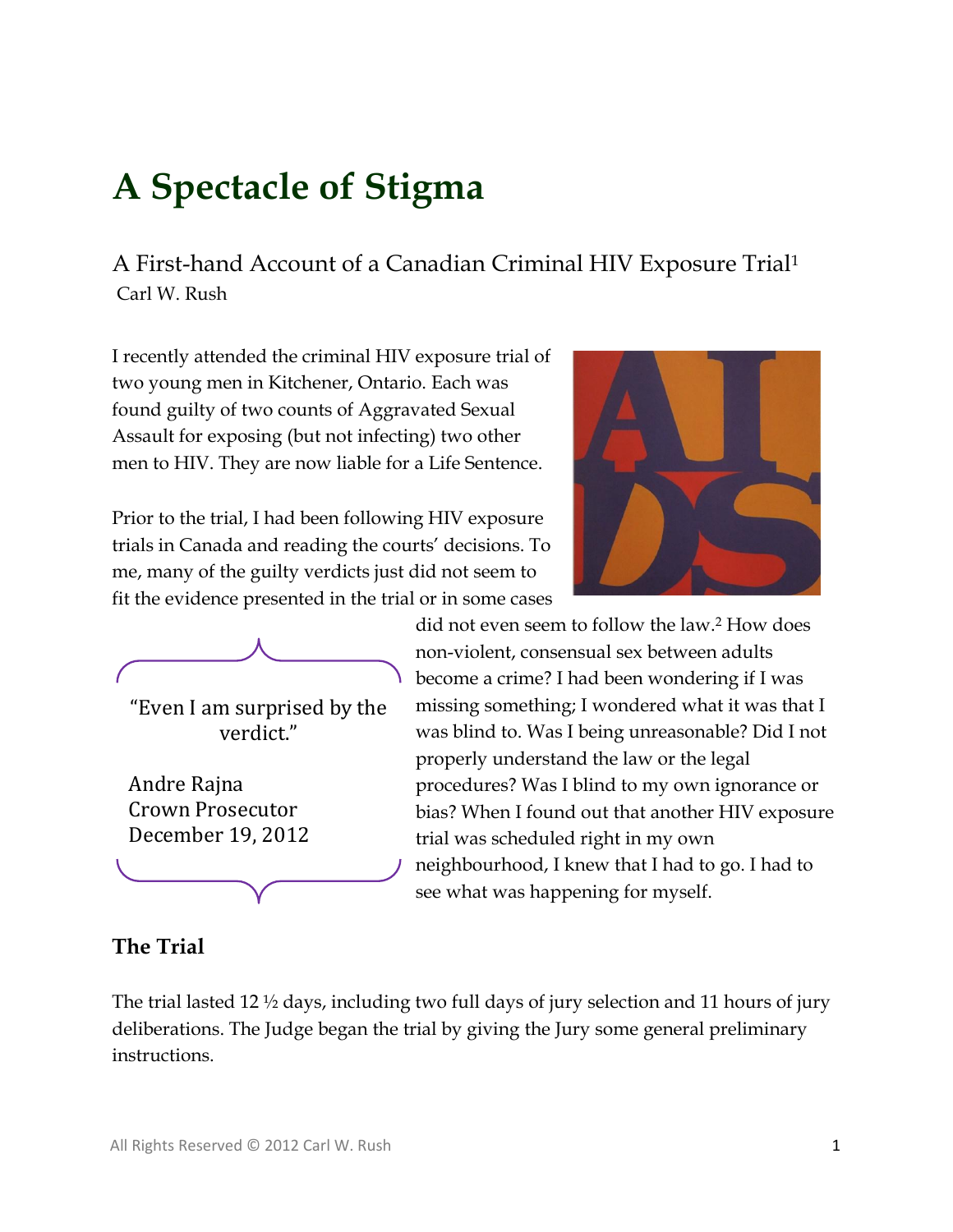# A Spectacle of Stigma

A First-hand Account of a Canadian Criminal HIV Exposure Trial[1]
Carl W. Rush

I recently attended the criminal HIV exposure trial of two young men in Kitchener, Ontario. Each was found guilty of two counts of Aggravated Sexual Assault for exposing (but not infecting) two other men to HIV. They are now liable for a Life Sentence.

Prior to the trial, I had been following HIV exposure trials in Canada and reading the courts' decisions. To me, many of the guilty verdicts just did not seem to fit the evidence presented in the trial or in some cases did not even seem to follow the law.[2] How does non-violent, consensual sex between adults become a crime? I had been wondering if I was missing something; I wondered what it was that I was blind to. Was I being unreasonable? Did I not properly understand the law or the legal procedures? Was I blind to my own ignorance or bias? When I found out that another HIV exposure trial was scheduled right in my own neighbourhood, I knew that I had to go. I had to see what was happening for myself.

> "Even I am surprised by the verdict."
>
> Andre Rajna
> Crown Prosecutor
> December 19, 2012

## The Trial

The trial lasted 12 ½ days, including two full days of jury selection and 11 hours of jury deliberations. The Judge began the trial by giving the Jury some general preliminary instructions.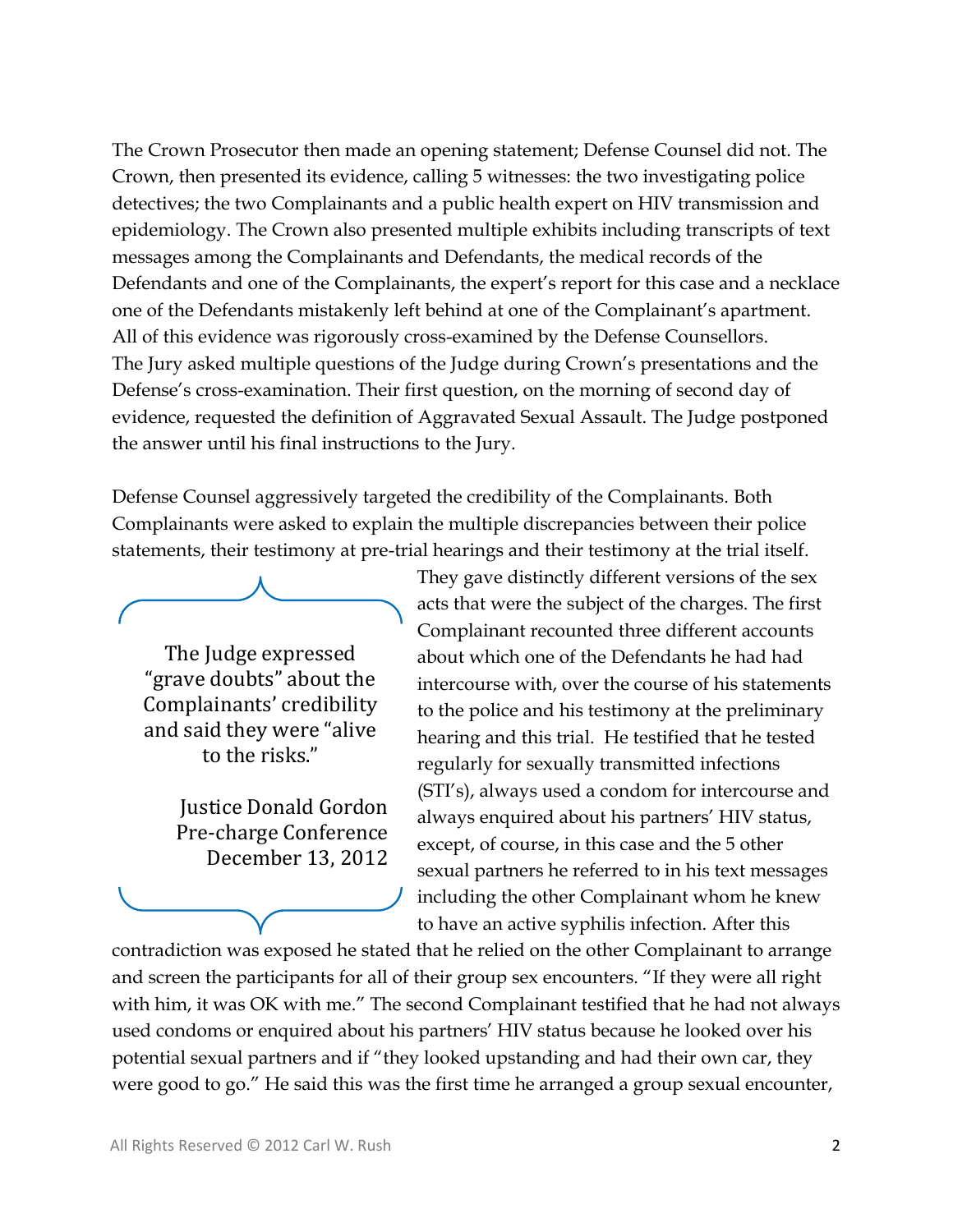The Crown Prosecutor then made an opening statement; Defense Counsel did not. The Crown, then presented its evidence, calling 5 witnesses: the two investigating police detectives; the two Complainants and a public health expert on HIV transmission and epidemiology. The Crown also presented multiple exhibits including transcripts of text messages among the Complainants and Defendants, the medical records of the Defendants and one of the Complainants, the expert's report for this case and a necklace one of the Defendants mistakenly left behind at one of the Complainant's apartment. All of this evidence was rigorously cross-examined by the Defense Counsellors. The Jury asked multiple questions of the Judge during Crown's presentations and the Defense's cross-examination. Their first question, on the morning of second day of evidence, requested the definition of Aggravated Sexual Assault. The Judge postponed the answer until his final instructions to the Jury.

Defense Counsel aggressively targeted the credibility of the Complainants. Both Complainants were asked to explain the multiple discrepancies between their police statements, their testimony at pre-trial hearings and their testimony at the trial itself. They gave distinctly different versions of the sex acts that were the subject of the charges. The first Complainant recounted three different accounts about which one of the Defendants he had had intercourse with, over the course of his statements to the police and his testimony at the preliminary hearing and this trial. He testified that he tested regularly for sexually transmitted infections (STI's), always used a condom for intercourse and always enquired about his partners' HIV status, except, of course, in this case and the 5 other sexual partners he referred to in his text messages including the other Complainant whom he knew to have an active syphilis infection. After this contradiction was exposed he stated that he relied on the other Complainant to arrange and screen the participants for all of their group sex encounters. "If they were all right with him, it was OK with me." The second Complainant testified that he had not always used condoms or enquired about his partners' HIV status because he looked over his potential sexual partners and if "they looked upstanding and had their own car, they were good to go." He said this was the first time he arranged a group sexual encounter,

> The Judge expressed "grave doubts" about the Complainants' credibility and said they were "alive to the risks."
>
> Justice Donald Gordon
> Pre-charge Conference
> December 13, 2012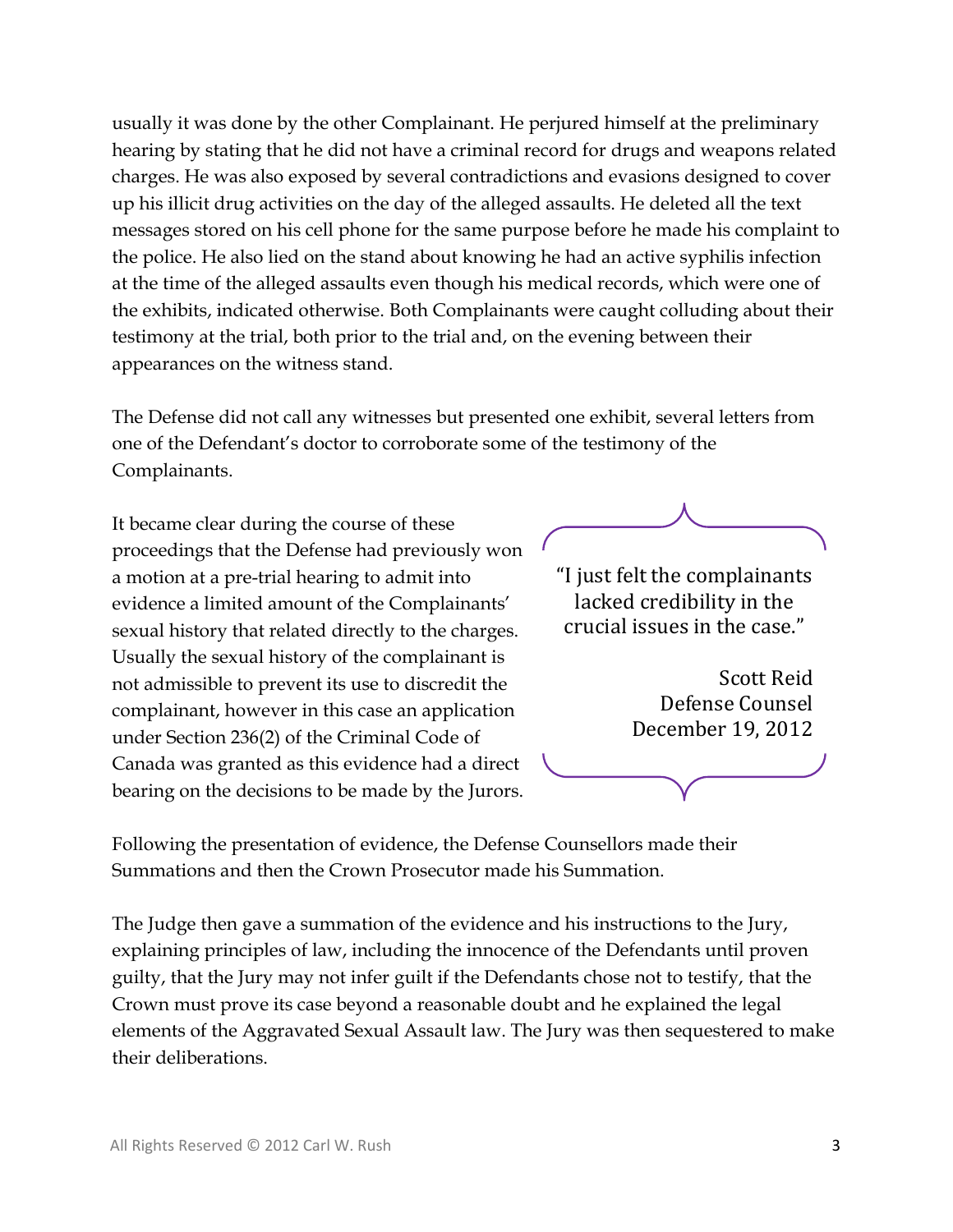usually it was done by the other Complainant. He perjured himself at the preliminary hearing by stating that he did not have a criminal record for drugs and weapons related charges. He was also exposed by several contradictions and evasions designed to cover up his illicit drug activities on the day of the alleged assaults. He deleted all the text messages stored on his cell phone for the same purpose before he made his complaint to the police. He also lied on the stand about knowing he had an active syphilis infection at the time of the alleged assaults even though his medical records, which were one of the exhibits, indicated otherwise. Both Complainants were caught colluding about their testimony at the trial, both prior to the trial and, on the evening between their appearances on the witness stand.

The Defense did not call any witnesses but presented one exhibit, several letters from one of the Defendant's doctor to corroborate some of the testimony of the Complainants.

It became clear during the course of these proceedings that the Defense had previously won a motion at a pre-trial hearing to admit into evidence a limited amount of the Complainants' sexual history that related directly to the charges. Usually the sexual history of the complainant is not admissible to prevent its use to discredit the complainant, however in this case an application under Section 236(2) of the Criminal Code of Canada was granted as this evidence had a direct bearing on the decisions to be made by the Jurors.

> "I just felt the complainants lacked credibility in the crucial issues in the case."
>
> Scott Reid
> Defense Counsel
> December 19, 2012

Following the presentation of evidence, the Defense Counsellors made their Summations and then the Crown Prosecutor made his Summation.

The Judge then gave a summation of the evidence and his instructions to the Jury, explaining principles of law, including the innocence of the Defendants until proven guilty, that the Jury may not infer guilt if the Defendants chose not to testify, that the Crown must prove its case beyond a reasonable doubt and he explained the legal elements of the Aggravated Sexual Assault law. The Jury was then sequestered to make their deliberations.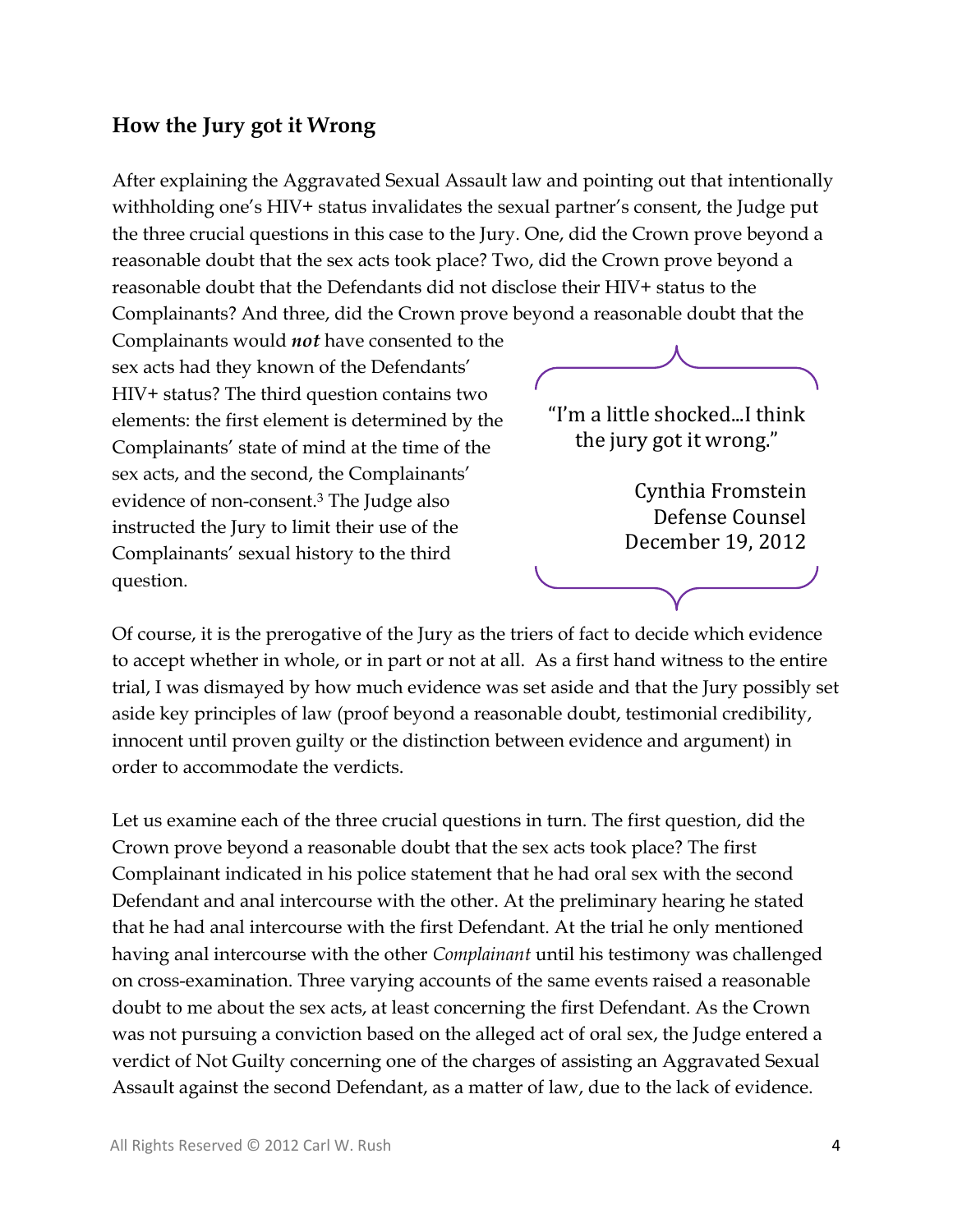## How the Jury got it Wrong

After explaining the Aggravated Sexual Assault law and pointing out that intentionally withholding one's HIV+ status invalidates the sexual partner's consent, the Judge put the three crucial questions in this case to the Jury. One, did the Crown prove beyond a reasonable doubt that the sex acts took place? Two, did the Crown prove beyond a reasonable doubt that the Defendants did not disclose their HIV+ status to the Complainants? And three, did the Crown prove beyond a reasonable doubt that the Complainants would ***not*** have consented to the sex acts had they known of the Defendants' HIV+ status? The third question contains two elements: the first element is determined by the Complainants' state of mind at the time of the sex acts, and the second, the Complainants' evidence of non-consent.[3] The Judge also instructed the Jury to limit their use of the Complainants' sexual history to the third question.

> "I'm a little shocked...I think the jury got it wrong."
>
> Cynthia Fromstein
> Defense Counsel
> December 19, 2012

Of course, it is the prerogative of the Jury as the triers of fact to decide which evidence to accept whether in whole, or in part or not at all. As a first hand witness to the entire trial, I was dismayed by how much evidence was set aside and that the Jury possibly set aside key principles of law (proof beyond a reasonable doubt, testimonial credibility, innocent until proven guilty or the distinction between evidence and argument) in order to accommodate the verdicts.

Let us examine each of the three crucial questions in turn. The first question, did the Crown prove beyond a reasonable doubt that the sex acts took place? The first Complainant indicated in his police statement that he had oral sex with the second Defendant and anal intercourse with the other. At the preliminary hearing he stated that he had anal intercourse with the first Defendant. At the trial he only mentioned having anal intercourse with the other *Complainant* until his testimony was challenged on cross-examination. Three varying accounts of the same events raised a reasonable doubt to me about the sex acts, at least concerning the first Defendant. As the Crown was not pursuing a conviction based on the alleged act of oral sex, the Judge entered a verdict of Not Guilty concerning one of the charges of assisting an Aggravated Sexual Assault against the second Defendant, as a matter of law, due to the lack of evidence.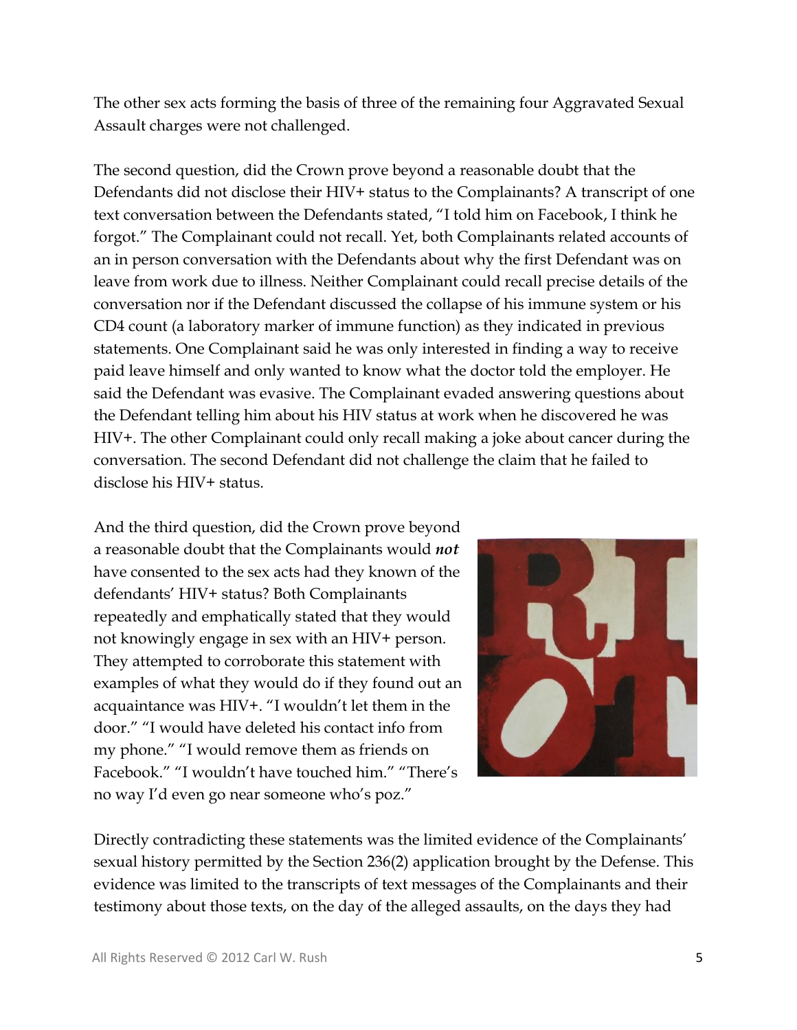The other sex acts forming the basis of three of the remaining four Aggravated Sexual Assault charges were not challenged.

The second question, did the Crown prove beyond a reasonable doubt that the Defendants did not disclose their HIV+ status to the Complainants? A transcript of one text conversation between the Defendants stated, "I told him on Facebook, I think he forgot." The Complainant could not recall. Yet, both Complainants related accounts of an in person conversation with the Defendants about why the first Defendant was on leave from work due to illness. Neither Complainant could recall precise details of the conversation nor if the Defendant discussed the collapse of his immune system or his CD4 count (a laboratory marker of immune function) as they indicated in previous statements. One Complainant said he was only interested in finding a way to receive paid leave himself and only wanted to know what the doctor told the employer. He said the Defendant was evasive. The Complainant evaded answering questions about the Defendant telling him about his HIV status at work when he discovered he was HIV+. The other Complainant could only recall making a joke about cancer during the conversation. The second Defendant did not challenge the claim that he failed to disclose his HIV+ status.

And the third question, did the Crown prove beyond a reasonable doubt that the Complainants would ***not*** have consented to the sex acts had they known of the defendants' HIV+ status? Both Complainants repeatedly and emphatically stated that they would not knowingly engage in sex with an HIV+ person. They attempted to corroborate this statement with examples of what they would do if they found out an acquaintance was HIV+. "I wouldn't let them in the door." "I would have deleted his contact info from my phone." "I would remove them as friends on Facebook." "I wouldn't have touched him." "There's no way I'd even go near someone who's poz."

Directly contradicting these statements was the limited evidence of the Complainants' sexual history permitted by the Section 236(2) application brought by the Defense. This evidence was limited to the transcripts of text messages of the Complainants and their testimony about those texts, on the day of the alleged assaults, on the days they had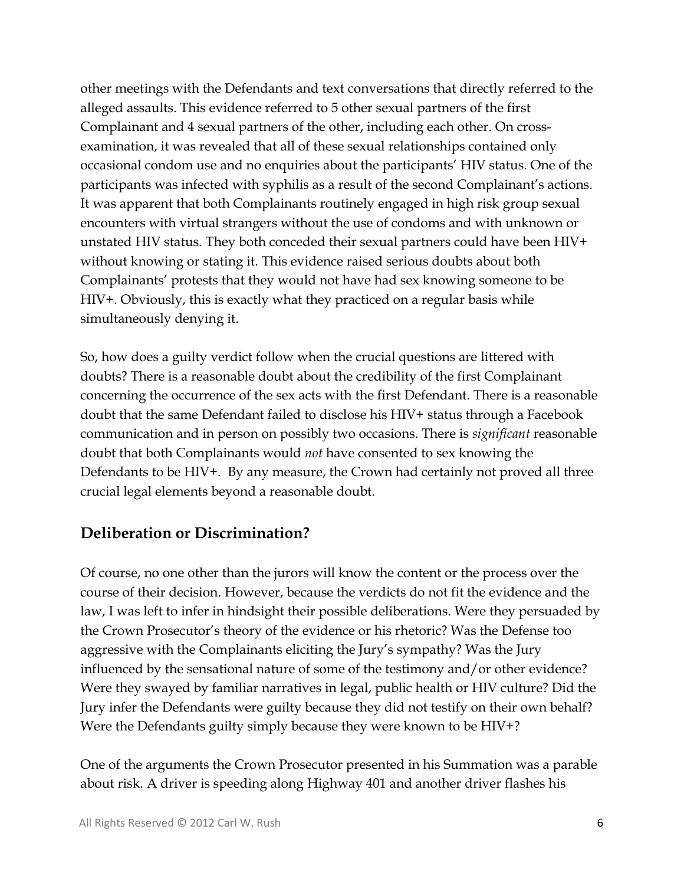other meetings with the Defendants and text conversations that directly referred to the alleged assaults. This evidence referred to 5 other sexual partners of the first Complainant and 4 sexual partners of the other, including each other. On cross-examination, it was revealed that all of these sexual relationships contained only occasional condom use and no enquiries about the participants' HIV status. One of the participants was infected with syphilis as a result of the second Complainant's actions. It was apparent that both Complainants routinely engaged in high risk group sexual encounters with virtual strangers without the use of condoms and with unknown or unstated HIV status. They both conceded their sexual partners could have been HIV+ without knowing or stating it. This evidence raised serious doubts about both Complainants' protests that they would not have had sex knowing someone to be HIV+. Obviously, this is exactly what they practiced on a regular basis while simultaneously denying it.

So, how does a guilty verdict follow when the crucial questions are littered with doubts? There is a reasonable doubt about the credibility of the first Complainant concerning the occurrence of the sex acts with the first Defendant. There is a reasonable doubt that the same Defendant failed to disclose his HIV+ status through a Facebook communication and in person on possibly two occasions. There is *significant* reasonable doubt that both Complainants would *not* have consented to sex knowing the Defendants to be HIV+. By any measure, the Crown had certainly not proved all three crucial legal elements beyond a reasonable doubt.

## Deliberation or Discrimination?

Of course, no one other than the jurors will know the content or the process over the course of their decision. However, because the verdicts do not fit the evidence and the law, I was left to infer in hindsight their possible deliberations. Were they persuaded by the Crown Prosecutor's theory of the evidence or his rhetoric? Was the Defense too aggressive with the Complainants eliciting the Jury's sympathy? Was the Jury influenced by the sensational nature of some of the testimony and/or other evidence? Were they swayed by familiar narratives in legal, public health or HIV culture? Did the Jury infer the Defendants were guilty because they did not testify on their own behalf? Were the Defendants guilty simply because they were known to be HIV+?

One of the arguments the Crown Prosecutor presented in his Summation was a parable about risk. A driver is speeding along Highway 401 and another driver flashes his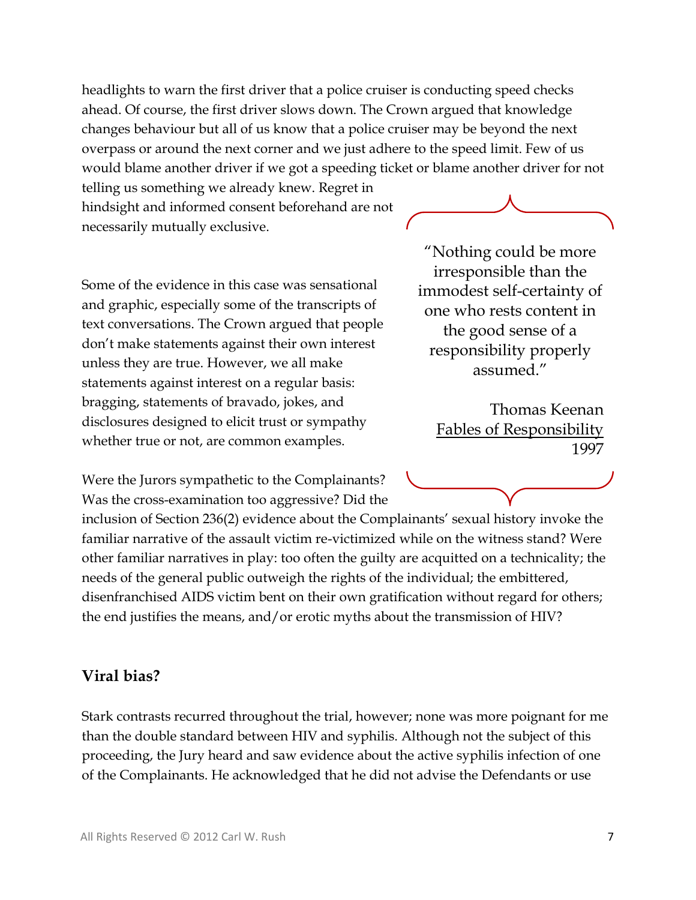headlights to warn the first driver that a police cruiser is conducting speed checks ahead. Of course, the first driver slows down. The Crown argued that knowledge changes behaviour but all of us know that a police cruiser may be beyond the next overpass or around the next corner and we just adhere to the speed limit. Few of us would blame another driver if we got a speeding ticket or blame another driver for not telling us something we already knew. Regret in hindsight and informed consent beforehand are not necessarily mutually exclusive.

> "Nothing could be more irresponsible than the immodest self-certainty of one who rests content in the good sense of a responsibility properly assumed."
>
> Thomas Keenan
> Fables of Responsibility
> 1997

Some of the evidence in this case was sensational and graphic, especially some of the transcripts of text conversations. The Crown argued that people don't make statements against their own interest unless they are true. However, we all make statements against interest on a regular basis: bragging, statements of bravado, jokes, and disclosures designed to elicit trust or sympathy whether true or not, are common examples.

Were the Jurors sympathetic to the Complainants? Was the cross-examination too aggressive? Did the inclusion of Section 236(2) evidence about the Complainants' sexual history invoke the familiar narrative of the assault victim re-victimized while on the witness stand? Were other familiar narratives in play: too often the guilty are acquitted on a technicality; the needs of the general public outweigh the rights of the individual; the embittered, disenfranchised AIDS victim bent on their own gratification without regard for others; the end justifies the means, and/or erotic myths about the transmission of HIV?

## Viral bias?

Stark contrasts recurred throughout the trial, however; none was more poignant for me than the double standard between HIV and syphilis. Although not the subject of this proceeding, the Jury heard and saw evidence about the active syphilis infection of one of the Complainants. He acknowledged that he did not advise the Defendants or use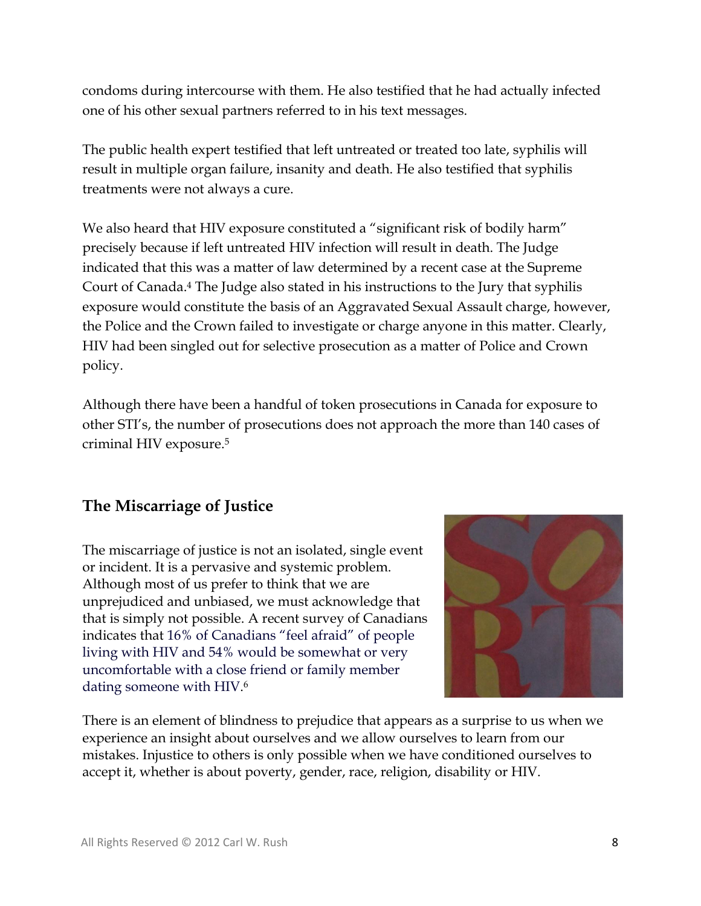condoms during intercourse with them. He also testified that he had actually infected one of his other sexual partners referred to in his text messages.

The public health expert testified that left untreated or treated too late, syphilis will result in multiple organ failure, insanity and death. He also testified that syphilis treatments were not always a cure.

We also heard that HIV exposure constituted a "significant risk of bodily harm" precisely because if left untreated HIV infection will result in death. The Judge indicated that this was a matter of law determined by a recent case at the Supreme Court of Canada.[4] The Judge also stated in his instructions to the Jury that syphilis exposure would constitute the basis of an Aggravated Sexual Assault charge, however, the Police and the Crown failed to investigate or charge anyone in this matter. Clearly, HIV had been singled out for selective prosecution as a matter of Police and Crown policy.

Although there have been a handful of token prosecutions in Canada for exposure to other STI's, the number of prosecutions does not approach the more than 140 cases of criminal HIV exposure.[5]

## The Miscarriage of Justice

The miscarriage of justice is not an isolated, single event or incident. It is a pervasive and systemic problem. Although most of us prefer to think that we are unprejudiced and unbiased, we must acknowledge that that is simply not possible. A recent survey of Canadians indicates that 16% of Canadians "feel afraid" of people living with HIV and 54% would be somewhat or very uncomfortable with a close friend or family member dating someone with HIV.[6]

There is an element of blindness to prejudice that appears as a surprise to us when we experience an insight about ourselves and we allow ourselves to learn from our mistakes. Injustice to others is only possible when we have conditioned ourselves to accept it, whether is about poverty, gender, race, religion, disability or HIV.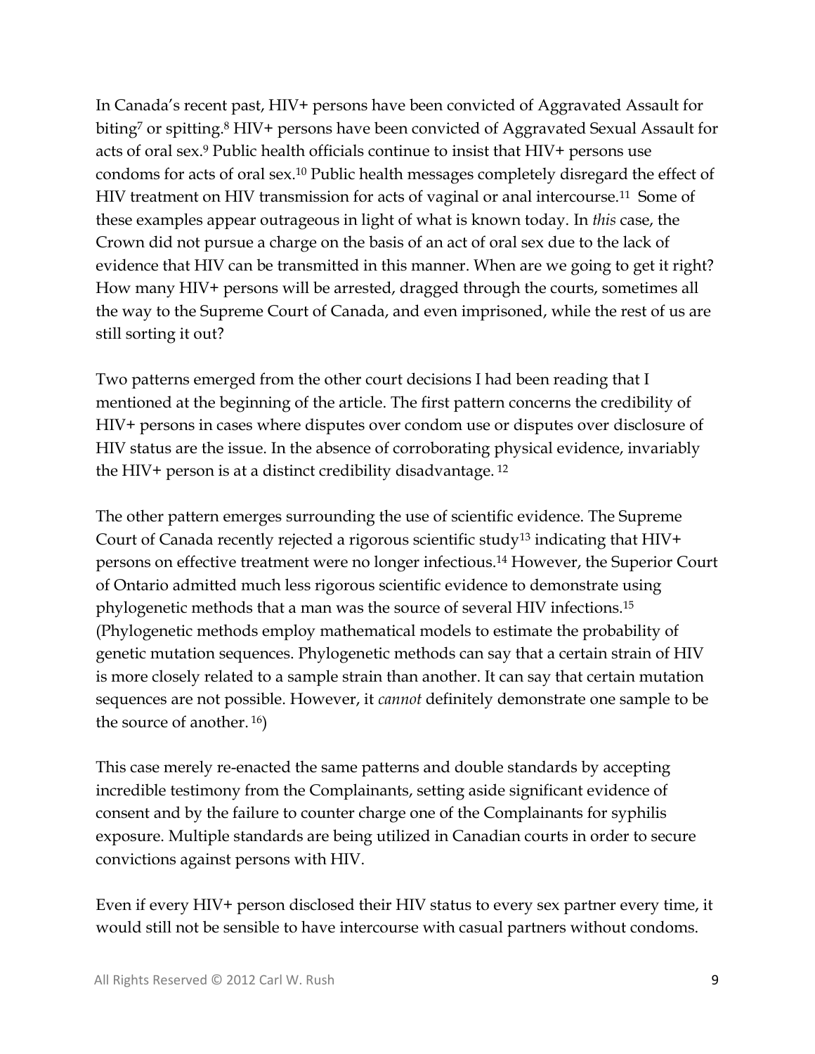In Canada's recent past, HIV+ persons have been convicted of Aggravated Assault for biting[7] or spitting.[8] HIV+ persons have been convicted of Aggravated Sexual Assault for acts of oral sex.[9] Public health officials continue to insist that HIV+ persons use condoms for acts of oral sex.[10] Public health messages completely disregard the effect of HIV treatment on HIV transmission for acts of vaginal or anal intercourse.[11] Some of these examples appear outrageous in light of what is known today. In *this* case, the Crown did not pursue a charge on the basis of an act of oral sex due to the lack of evidence that HIV can be transmitted in this manner. When are we going to get it right? How many HIV+ persons will be arrested, dragged through the courts, sometimes all the way to the Supreme Court of Canada, and even imprisoned, while the rest of us are still sorting it out?

Two patterns emerged from the other court decisions I had been reading that I mentioned at the beginning of the article. The first pattern concerns the credibility of HIV+ persons in cases where disputes over condom use or disputes over disclosure of HIV status are the issue. In the absence of corroborating physical evidence, invariably the HIV+ person is at a distinct credibility disadvantage.[12]

The other pattern emerges surrounding the use of scientific evidence. The Supreme Court of Canada recently rejected a rigorous scientific study[13] indicating that HIV+ persons on effective treatment were no longer infectious.[14] However, the Superior Court of Ontario admitted much less rigorous scientific evidence to demonstrate using phylogenetic methods that a man was the source of several HIV infections.[15] (Phylogenetic methods employ mathematical models to estimate the probability of genetic mutation sequences. Phylogenetic methods can say that a certain strain of HIV is more closely related to a sample strain than another. It can say that certain mutation sequences are not possible. However, it *cannot* definitely demonstrate one sample to be the source of another.[16])

This case merely re-enacted the same patterns and double standards by accepting incredible testimony from the Complainants, setting aside significant evidence of consent and by the failure to counter charge one of the Complainants for syphilis exposure. Multiple standards are being utilized in Canadian courts in order to secure convictions against persons with HIV.

Even if every HIV+ person disclosed their HIV status to every sex partner every time, it would still not be sensible to have intercourse with casual partners without condoms.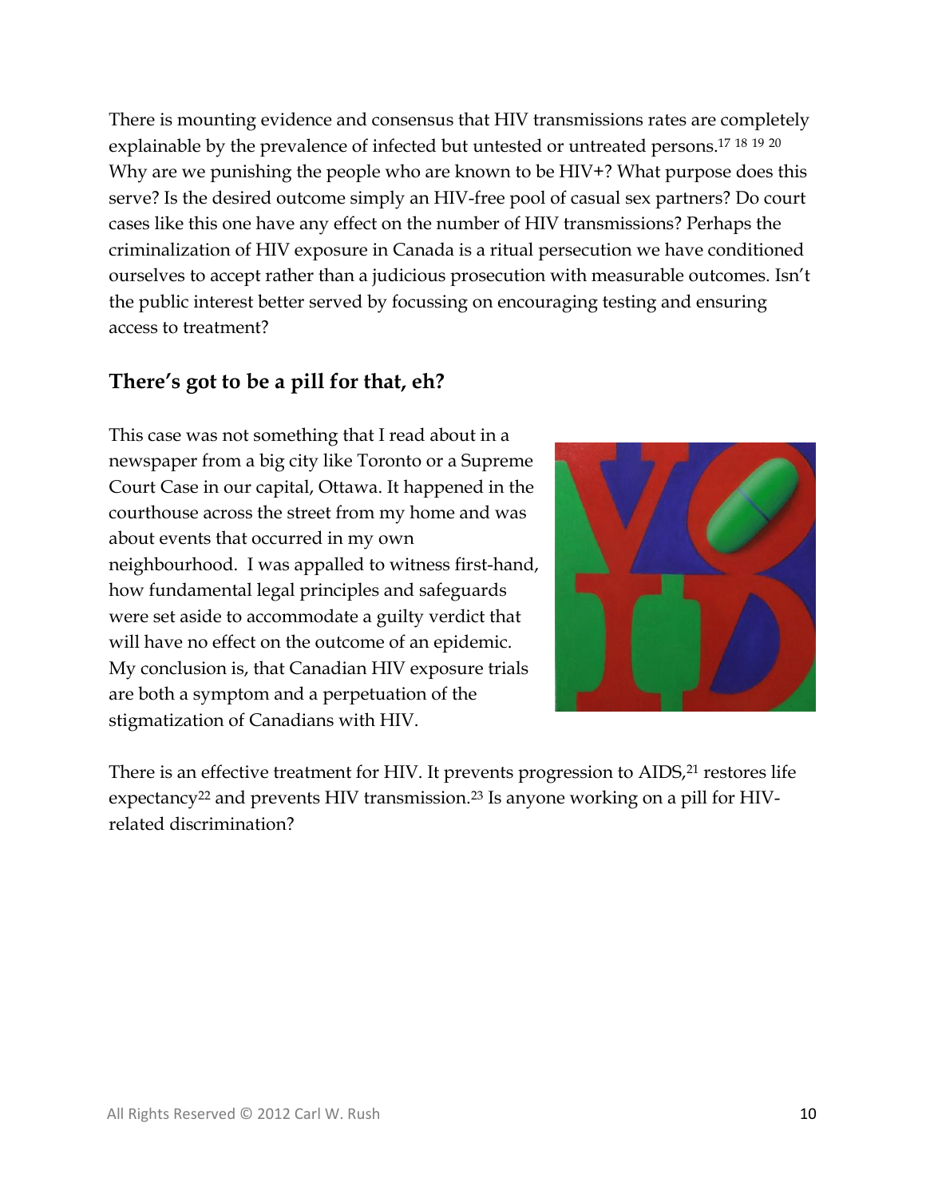There is mounting evidence and consensus that HIV transmissions rates are completely explainable by the prevalence of infected but untested or untreated persons.[17] [18] [19] [20] Why are we punishing the people who are known to be HIV+? What purpose does this serve? Is the desired outcome simply an HIV-free pool of casual sex partners? Do court cases like this one have any effect on the number of HIV transmissions? Perhaps the criminalization of HIV exposure in Canada is a ritual persecution we have conditioned ourselves to accept rather than a judicious prosecution with measurable outcomes. Isn't the public interest better served by focussing on encouraging testing and ensuring access to treatment?

## There's got to be a pill for that, eh?

This case was not something that I read about in a newspaper from a big city like Toronto or a Supreme Court Case in our capital, Ottawa. It happened in the courthouse across the street from my home and was about events that occurred in my own neighbourhood. I was appalled to witness first-hand, how fundamental legal principles and safeguards were set aside to accommodate a guilty verdict that will have no effect on the outcome of an epidemic. My conclusion is, that Canadian HIV exposure trials are both a symptom and a perpetuation of the stigmatization of Canadians with HIV.

There is an effective treatment for HIV. It prevents progression to AIDS,[21] restores life expectancy[22] and prevents HIV transmission.[23] Is anyone working on a pill for HIV-related discrimination?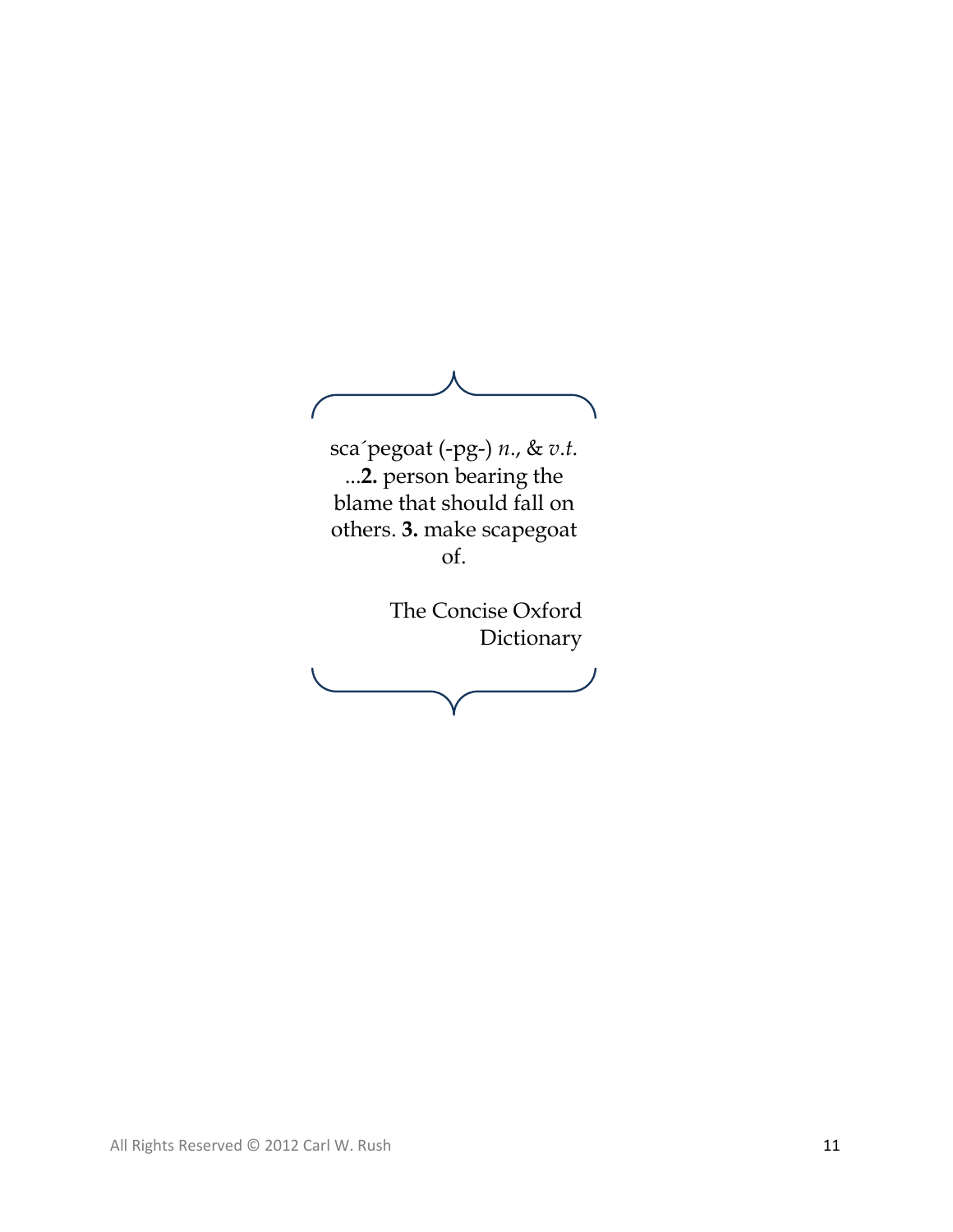sca´pegoat (-pg-) *n.*, & *v.t.* ...**2.** person bearing the blame that should fall on others. **3.** make scapegoat of.

The Concise Oxford Dictionary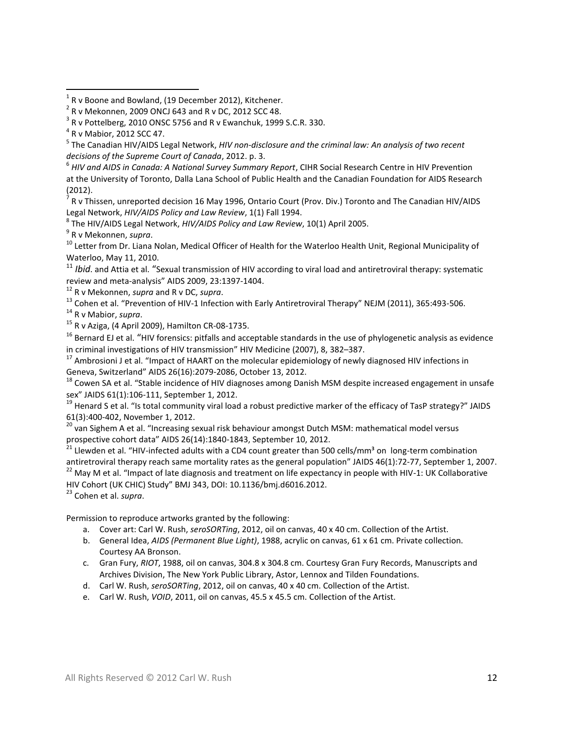[1] R v Boone and Bowland, (19 December 2012), Kitchener.

[2] R v Mekonnen, 2009 ONCJ 643 and R v DC, 2012 SCC 48.

[3] R v Pottelberg, 2010 ONSC 5756 and R v Ewanchuk, 1999 S.C.R. 330.

[4] R v Mabior, 2012 SCC 47.

[5] The Canadian HIV/AIDS Legal Network, *HIV non-disclosure and the criminal law: An analysis of two recent decisions of the Supreme Court of Canada*, 2012. p. 3.

[6] *HIV and AIDS in Canada: A National Survey Summary Report*, CIHR Social Research Centre in HIV Prevention at the University of Toronto, Dalla Lana School of Public Health and the Canadian Foundation for AIDS Research (2012).

[7] R v Thissen, unreported decision 16 May 1996, Ontario Court (Prov. Div.) Toronto and The Canadian HIV/AIDS Legal Network, *HIV/AIDS Policy and Law Review*, 1(1) Fall 1994.

[8] The HIV/AIDS Legal Network, *HIV/AIDS Policy and Law Review*, 10(1) April 2005.

[9] R v Mekonnen, *supra*.

[10] Letter from Dr. Liana Nolan, Medical Officer of Health for the Waterloo Health Unit, Regional Municipality of Waterloo, May 11, 2010.

[11] *Ibid*. and Attia et al. "Sexual transmission of HIV according to viral load and antiretroviral therapy: systematic review and meta-analysis" AIDS 2009, 23:1397-1404.

[12] R v Mekonnen, *supra* and R v DC, *supra*.

[13] Cohen et al. "Prevention of HIV-1 Infection with Early Antiretroviral Therapy" NEJM (2011), 365:493-506.

[14] R v Mabior, *supra*.

[15] R v Aziga, (4 April 2009), Hamilton CR-08-1735.

[16] Bernard EJ et al. "HIV forensics: pitfalls and acceptable standards in the use of phylogenetic analysis as evidence in criminal investigations of HIV transmission" HIV Medicine (2007), 8, 382–387.

[17] Ambrosioni J et al. "Impact of HAART on the molecular epidemiology of newly diagnosed HIV infections in Geneva, Switzerland" AIDS 26(16):2079-2086, October 13, 2012.

[18] Cowen SA et al. "Stable incidence of HIV diagnoses among Danish MSM despite increased engagement in unsafe sex" JAIDS 61(1):106-111, September 1, 2012.

[19] Henard S et al. "Is total community viral load a robust predictive marker of the efficacy of TasP strategy?" JAIDS 61(3):400-402, November 1, 2012.

[20] van Sighem A et al. "Increasing sexual risk behaviour amongst Dutch MSM: mathematical model versus prospective cohort data" AIDS 26(14):1840-1843, September 10, 2012.

[21] Llewden et al. "HIV-infected adults with a CD4 count greater than 500 cells/mm³ on long-term combination antiretroviral therapy reach same mortality rates as the general population" JAIDS 46(1):72-77, September 1, 2007.

[22] May M et al. "Impact of late diagnosis and treatment on life expectancy in people with HIV-1: UK Collaborative HIV Cohort (UK CHIC) Study" BMJ 343, DOI: 10.1136/bmj.d6016.2012.

[23] Cohen et al. *supra*.

Permission to reproduce artworks granted by the following:

a. Cover art: Carl W. Rush, *seroSORTing*, 2012, oil on canvas, 40 x 40 cm. Collection of the Artist.
b. General Idea, *AIDS (Permanent Blue Light)*, 1988, acrylic on canvas, 61 x 61 cm. Private collection. Courtesy AA Bronson.
c. Gran Fury, *RIOT*, 1988, oil on canvas, 304.8 x 304.8 cm. Courtesy Gran Fury Records, Manuscripts and Archives Division, The New York Public Library, Astor, Lennox and Tilden Foundations.
d. Carl W. Rush, *seroSORTing*, 2012, oil on canvas, 40 x 40 cm. Collection of the Artist.
e. Carl W. Rush, *VOID*, 2011, oil on canvas, 45.5 x 45.5 cm. Collection of the Artist.